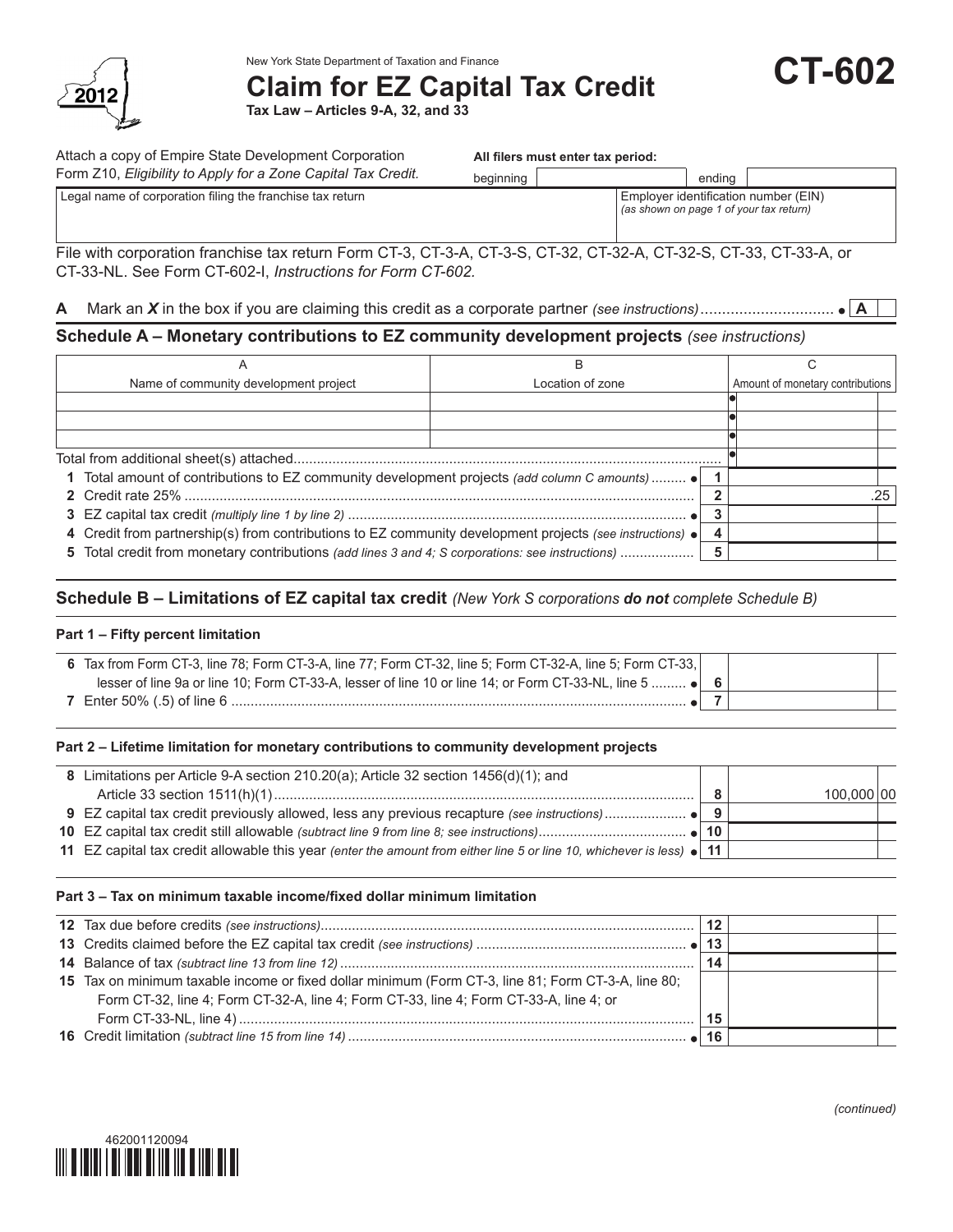New York State Department of Taxation and Finance

# Claim for EZ Capital Tax Credit

**Tax Law – Articles 9-A, 32, and 33**

**CT-602**

2012

Attach a copy of Empire State Development Corporation Form Z10, *Eligibility to Apply for a Zone Capital Tax Credit.*

**All filers must enter tax period:** beginning ______ ending ______

| Legal name of corporation filing the franchise tax return | Employer identification number (EIN) *(as shown on page 1 of your tax return)* |
|---|---|
| | |

File with corporation franchise tax return Form CT-3, CT-3-A, CT-3-S, CT-32, CT-32-A, CT-32-S, CT-33, CT-33-A, or CT-33-NL. See Form CT-602-I, *Instructions for Form CT-602.*

**A** Mark an ***X*** in the box if you are claiming this credit as a corporate partner *(see instructions)* .............................. ● **A**

## Schedule A – Monetary contributions to EZ community development projects *(see instructions)*

| A<br>Name of community development project | B<br>Location of zone | C<br>Amount of monetary contributions |
|---|---|---|
| | | ● |
| | | ● |
| | | ● |
| Total from additional sheet(s) attached | | ● |

| Line | Description | | Amount |
|---|---|---|---|
| 1 | Total amount of contributions to EZ community development projects *(add column C amounts)* ● | 1 | |
| 2 | Credit rate 25% | 2 | .25 |
| 3 | EZ capital tax credit *(multiply line 1 by line 2)* ● | 3 | |
| 4 | Credit from partnership(s) from contributions to EZ community development projects *(see instructions)* ● | 4 | |
| 5 | Total credit from monetary contributions *(add lines 3 and 4; S corporations: see instructions)* | 5 | |

## Schedule B – Limitations of EZ capital tax credit *(New York S corporations **do not** complete Schedule B)*

### Part 1 – Fifty percent limitation

| Line | Description | | Amount |
|---|---|---|---|
| 6 | Tax from Form CT-3, line 78; Form CT-3-A, line 77; Form CT-32, line 5; Form CT-32-A, line 5; Form CT-33, lesser of line 9a or line 10; Form CT-33-A, lesser of line 10 or line 14; or Form CT-33-NL, line 5 ● | 6 | |
| 7 | Enter 50% (.5) of line 6 ● | 7 | |

### Part 2 – Lifetime limitation for monetary contributions to community development projects

| Line | Description | | Amount |
|---|---|---|---|
| 8 | Limitations per Article 9-A section 210.20(a); Article 32 section 1456(d)(1); and Article 33 section 1511(h)(1) | 8 | 100,000 00 |
| 9 | EZ capital tax credit previously allowed, less any previous recapture *(see instructions)* ● | 9 | |
| 10 | EZ capital tax credit still allowable *(subtract line 9 from line 8; see instructions)* ● | 10 | |
| 11 | EZ capital tax credit allowable this year *(enter the amount from either line 5 or line 10, whichever is less)* ● | 11 | |

### Part 3 – Tax on minimum taxable income/fixed dollar minimum limitation

| Line | Description | | Amount |
|---|---|---|---|
| 12 | Tax due before credits *(see instructions)* | 12 | |
| 13 | Credits claimed before the EZ capital tax credit *(see instructions)* ● | 13 | |
| 14 | Balance of tax *(subtract line 13 from line 12)* | 14 | |
| 15 | Tax on minimum taxable income or fixed dollar minimum (Form CT-3, line 81; Form CT-3-A, line 80; Form CT-32, line 4; Form CT-32-A, line 4; Form CT-33, line 4; Form CT-33-A, line 4; or Form CT-33-NL, line 4) | 15 | |
| 16 | Credit limitation *(subtract line 15 from line 14)* ● | 16 | |

*(continued)*

462001120094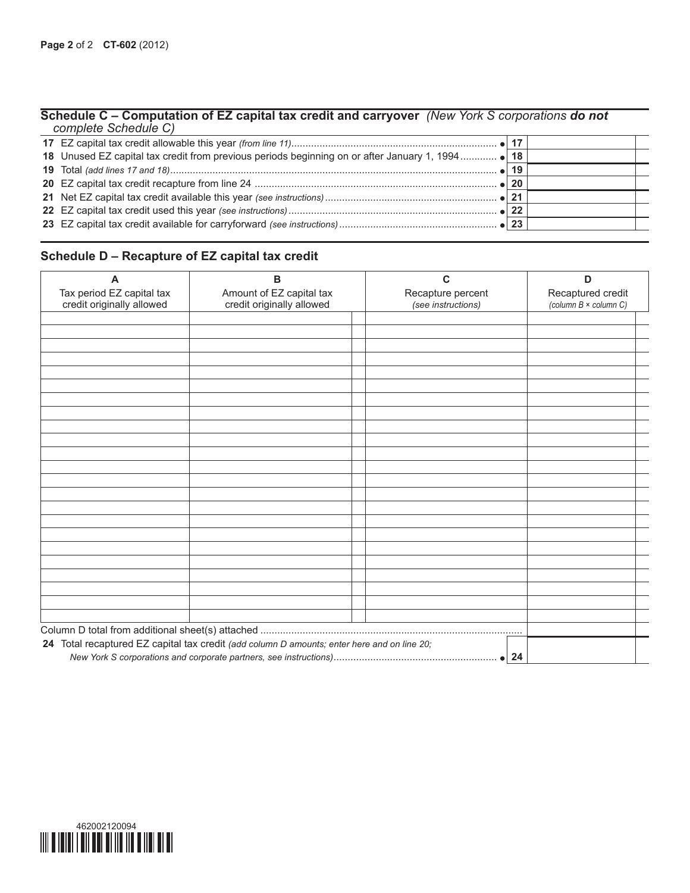## Schedule C – Computation of EZ capital tax credit and carryover *(New York S corporations **do not** complete Schedule C)*

| | | | |
|---|---|---|---|
| **17** | EZ capital tax credit allowable this year *(from line 11)* | ● 17 | |
| **18** | Unused EZ capital tax credit from previous periods beginning on or after January 1, 1994 | ● 18 | |
| **19** | Total *(add lines 17 and 18)* | ● 19 | |
| **20** | EZ capital tax credit recapture from line 24 | ● 20 | |
| **21** | Net EZ capital tax credit available this year *(see instructions)* | ● 21 | |
| **22** | EZ capital tax credit used this year *(see instructions)* | ● 22 | |
| **23** | EZ capital tax credit available for carryforward *(see instructions)* | ● 23 | |

## Schedule D – Recapture of EZ capital tax credit

| A<br>Tax period EZ capital tax credit originally allowed | B<br>Amount of EZ capital tax credit originally allowed | C<br>Recapture percent *(see instructions)* | D<br>Recaptured credit *(column B × column C)* |
|---|---|---|---|
| | | | |
| | | | |
| | | | |
| | | | |
| | | | |
| | | | |
| | | | |
| | | | |
| | | | |
| | | | |
| | | | |
| | | | |
| | | | |
| | | | |
| | | | |
| | | | |
| | | | |
| | | | |
| | | | |
| | | | |
| | | | |
| | | | |
| | | | |
| Column D total from additional sheet(s) attached | | | |
| **24** Total recaptured EZ capital tax credit *(add column D amounts; enter here and on line 20; New York S corporations and corporate partners, see instructions)* | | ● 24 | |

462002120094